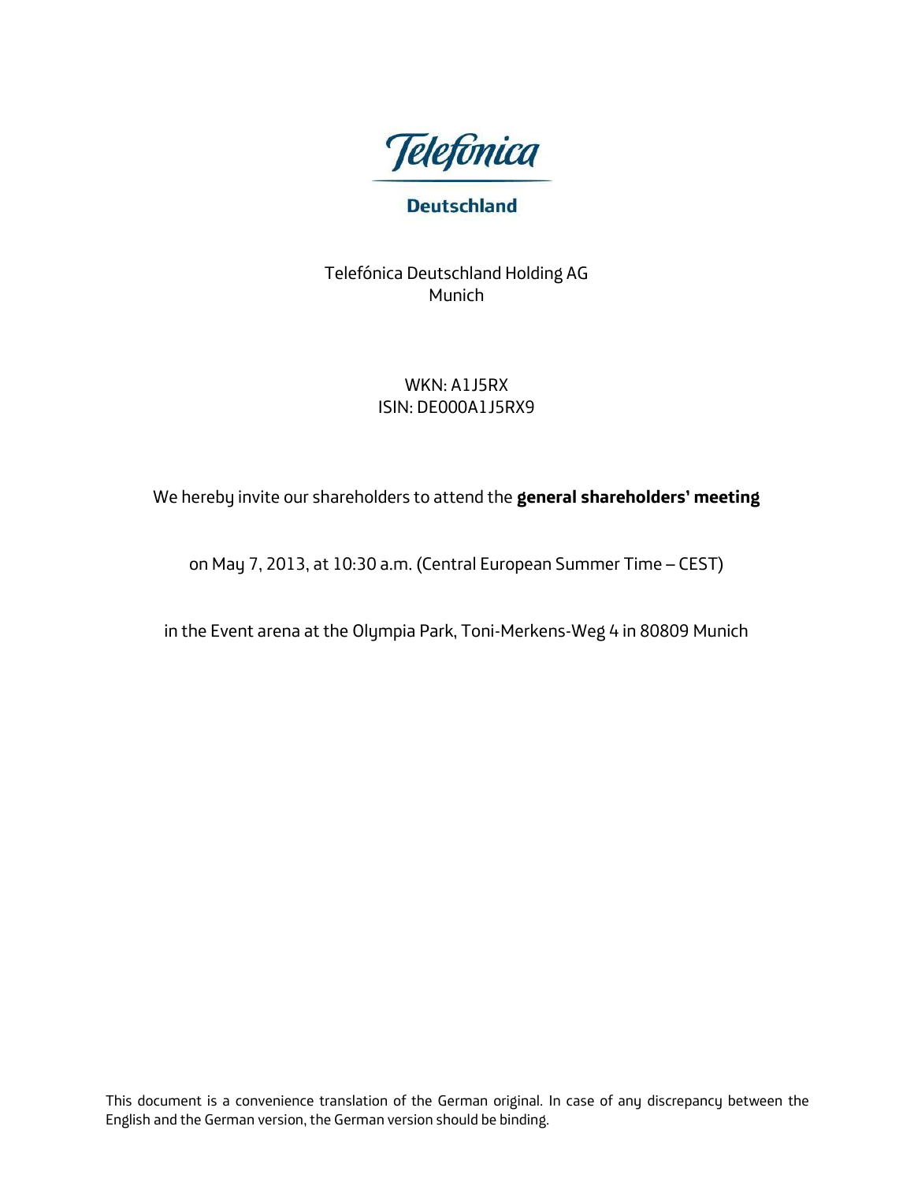Telefónica

Deutschland

Telefónica Deutschland Holding AG
Munich

WKN: A1J5RX
ISIN: DE000A1J5RX9

We hereby invite our shareholders to attend the **general shareholders' meeting**

on May 7, 2013, at 10:30 a.m. (Central European Summer Time – CEST)

in the Event arena at the Olympia Park, Toni-Merkens-Weg 4 in 80809 Munich

This document is a convenience translation of the German original. In case of any discrepancy between the English and the German version, the German version should be binding.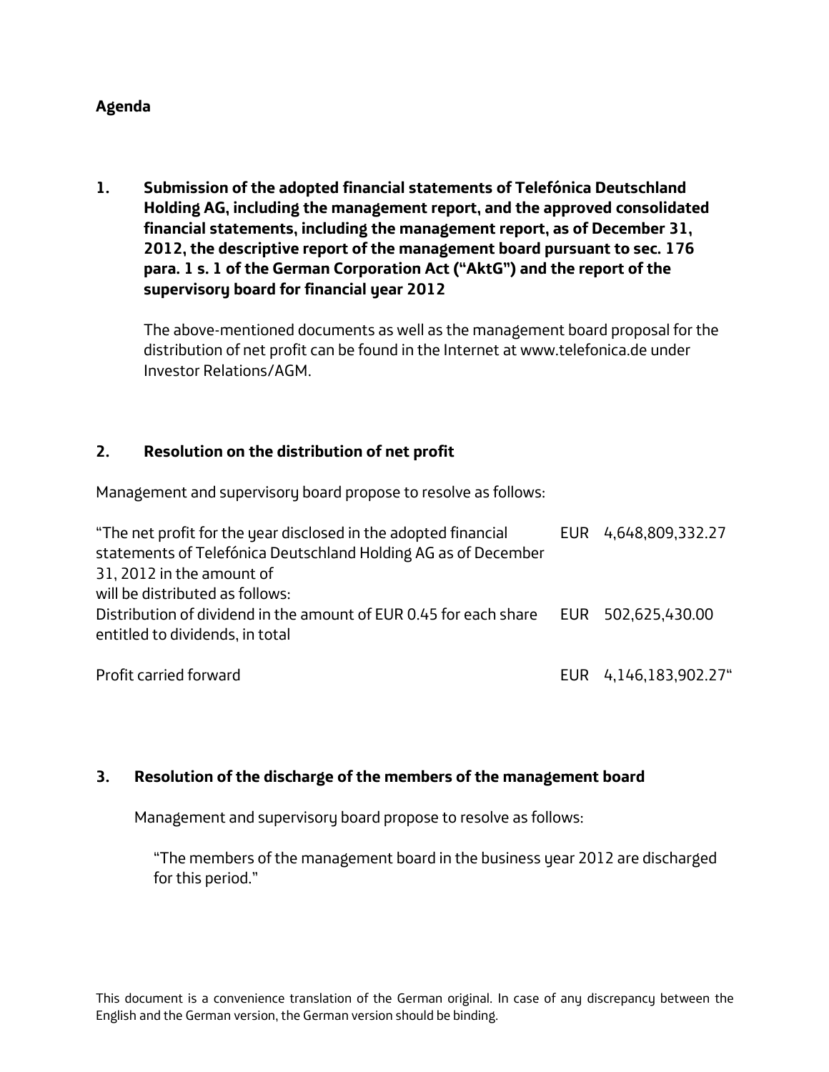**Agenda**

**1. Submission of the adopted financial statements of Telefónica Deutschland Holding AG, including the management report, and the approved consolidated financial statements, including the management report, as of December 31, 2012, the descriptive report of the management board pursuant to sec. 176 para. 1 s. 1 of the German Corporation Act ("AktG") and the report of the supervisory board for financial year 2012**

The above-mentioned documents as well as the management board proposal for the distribution of net profit can be found in the Internet at www.telefonica.de under Investor Relations/AGM.

**2. Resolution on the distribution of net profit**

Management and supervisory board propose to resolve as follows:

| | |
|---|---|
| "The net profit for the year disclosed in the adopted financial statements of Telefónica Deutschland Holding AG as of December 31, 2012 in the amount of | EUR 4,648,809,332.27 |
| will be distributed as follows: | |
| Distribution of dividend in the amount of EUR 0.45 for each share entitled to dividends, in total | EUR 502,625,430.00 |
| Profit carried forward | EUR 4,146,183,902.27" |

**3. Resolution of the discharge of the members of the management board**

Management and supervisory board propose to resolve as follows:

"The members of the management board in the business year 2012 are discharged for this period."

This document is a convenience translation of the German original. In case of any discrepancy between the English and the German version, the German version should be binding.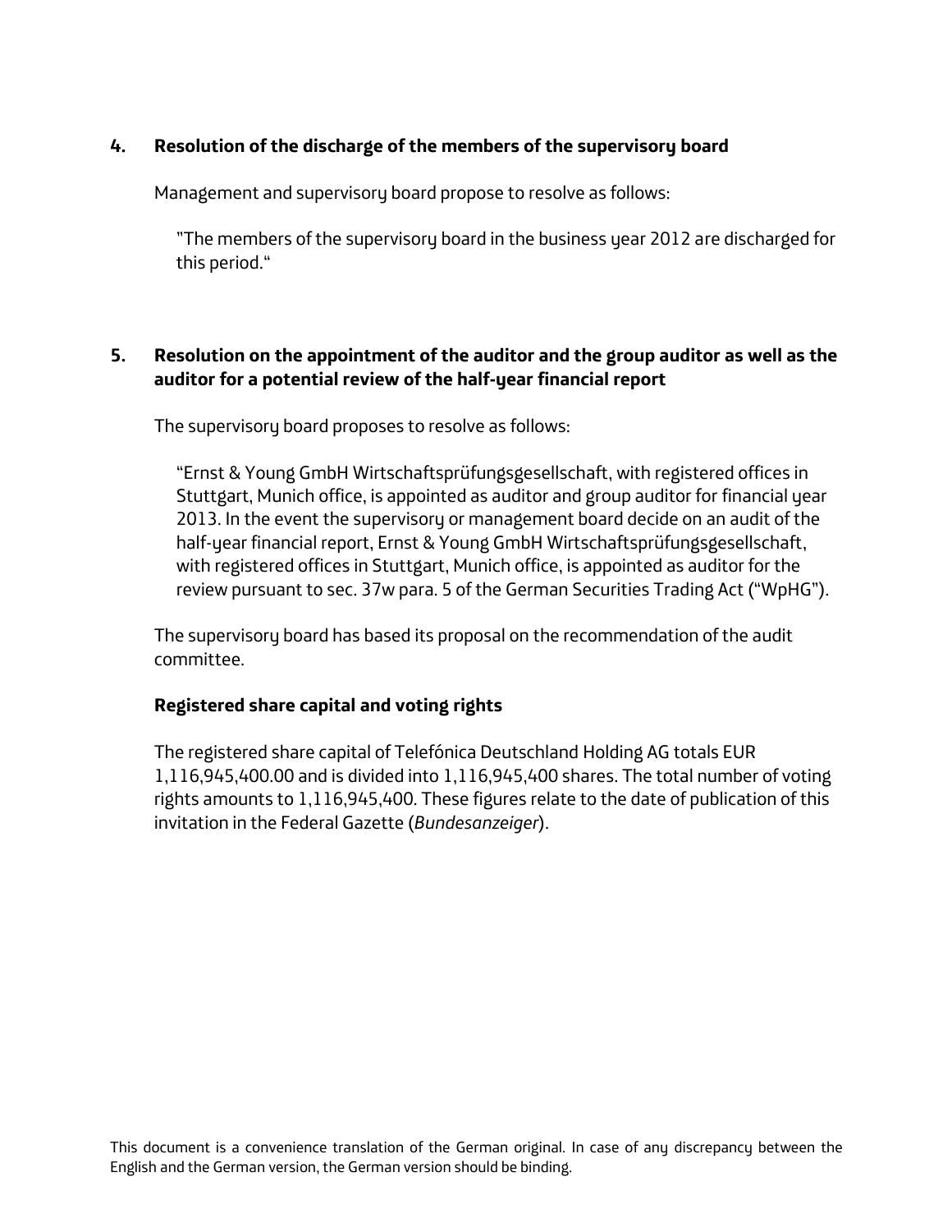### 4. Resolution of the discharge of the members of the supervisory board

Management and supervisory board propose to resolve as follows:

> "The members of the supervisory board in the business year 2012 are discharged for this period."

### 5. Resolution on the appointment of the auditor and the group auditor as well as the auditor for a potential review of the half-year financial report

The supervisory board proposes to resolve as follows:

> "Ernst & Young GmbH Wirtschaftsprüfungsgesellschaft, with registered offices in Stuttgart, Munich office, is appointed as auditor and group auditor for financial year 2013. In the event the supervisory or management board decide on an audit of the half-year financial report, Ernst & Young GmbH Wirtschaftsprüfungsgesellschaft, with registered offices in Stuttgart, Munich office, is appointed as auditor for the review pursuant to sec. 37w para. 5 of the German Securities Trading Act ("WpHG").

The supervisory board has based its proposal on the recommendation of the audit committee.

**Registered share capital and voting rights**

The registered share capital of Telefónica Deutschland Holding AG totals EUR 1,116,945,400.00 and is divided into 1,116,945,400 shares. The total number of voting rights amounts to 1,116,945,400. These figures relate to the date of publication of this invitation in the Federal Gazette (*Bundesanzeiger*).

This document is a convenience translation of the German original. In case of any discrepancy between the English and the German version, the German version should be binding.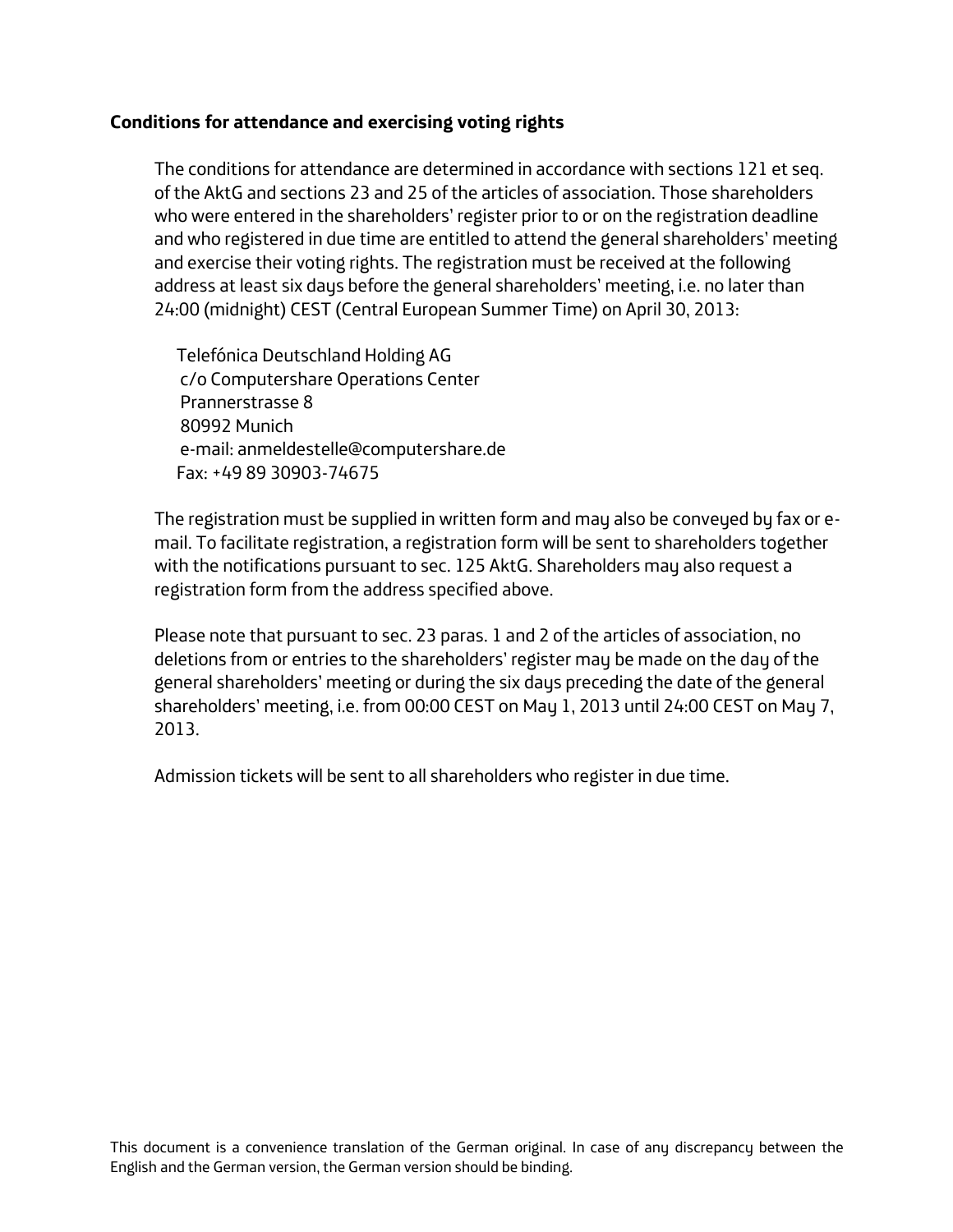**Conditions for attendance and exercising voting rights**

The conditions for attendance are determined in accordance with sections 121 et seq. of the AktG and sections 23 and 25 of the articles of association. Those shareholders who were entered in the shareholders' register prior to or on the registration deadline and who registered in due time are entitled to attend the general shareholders' meeting and exercise their voting rights. The registration must be received at the following address at least six days before the general shareholders' meeting, i.e. no later than 24:00 (midnight) CEST (Central European Summer Time) on April 30, 2013:

Telefónica Deutschland Holding AG
c/o Computershare Operations Center
Prannerstrasse 8
80992 Munich
e-mail: anmeldestelle@computershare.de
Fax: +49 89 30903-74675

The registration must be supplied in written form and may also be conveyed by fax or e-mail. To facilitate registration, a registration form will be sent to shareholders together with the notifications pursuant to sec. 125 AktG. Shareholders may also request a registration form from the address specified above.

Please note that pursuant to sec. 23 paras. 1 and 2 of the articles of association, no deletions from or entries to the shareholders' register may be made on the day of the general shareholders' meeting or during the six days preceding the date of the general shareholders' meeting, i.e. from 00:00 CEST on May 1, 2013 until 24:00 CEST on May 7, 2013.

Admission tickets will be sent to all shareholders who register in due time.

This document is a convenience translation of the German original. In case of any discrepancy between the English and the German version, the German version should be binding.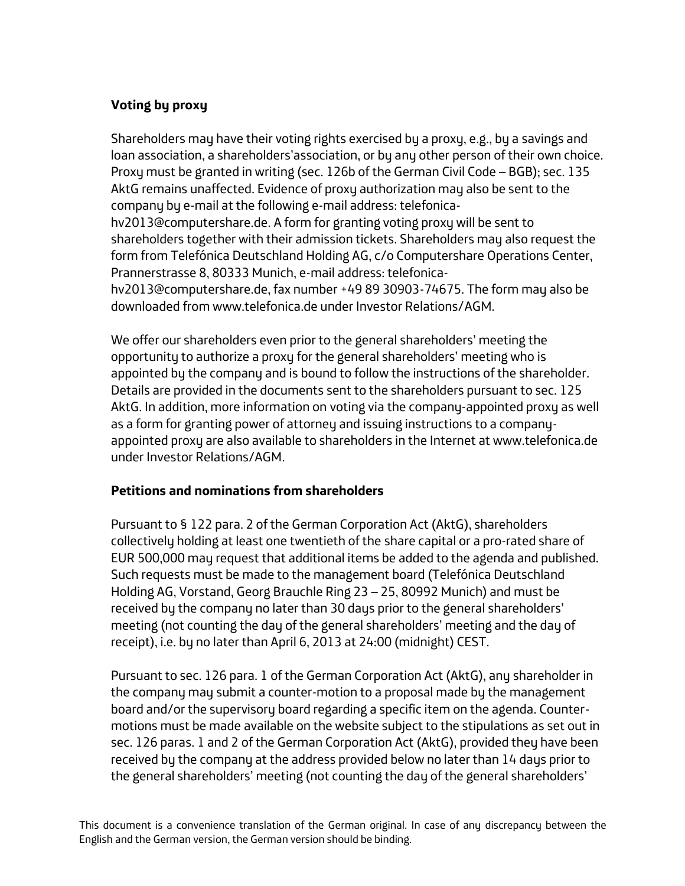**Voting by proxy**

Shareholders may have their voting rights exercised by a proxy, e.g., by a savings and loan association, a shareholders'association, or by any other person of their own choice. Proxy must be granted in writing (sec. 126b of the German Civil Code – BGB); sec. 135 AktG remains unaffected. Evidence of proxy authorization may also be sent to the company by e-mail at the following e-mail address: telefonica-hv2013@computershare.de. A form for granting voting proxy will be sent to shareholders together with their admission tickets. Shareholders may also request the form from Telefónica Deutschland Holding AG, c/o Computershare Operations Center, Prannerstrasse 8, 80333 Munich, e-mail address: telefonica-hv2013@computershare.de, fax number +49 89 30903-74675. The form may also be downloaded from www.telefonica.de under Investor Relations/AGM.

We offer our shareholders even prior to the general shareholders' meeting the opportunity to authorize a proxy for the general shareholders' meeting who is appointed by the company and is bound to follow the instructions of the shareholder. Details are provided in the documents sent to the shareholders pursuant to sec. 125 AktG. In addition, more information on voting via the company-appointed proxy as well as a form for granting power of attorney and issuing instructions to a company-appointed proxy are also available to shareholders in the Internet at www.telefonica.de under Investor Relations/AGM.

**Petitions and nominations from shareholders**

Pursuant to § 122 para. 2 of the German Corporation Act (AktG), shareholders collectively holding at least one twentieth of the share capital or a pro-rated share of EUR 500,000 may request that additional items be added to the agenda and published. Such requests must be made to the management board (Telefónica Deutschland Holding AG, Vorstand, Georg Brauchle Ring 23 – 25, 80992 Munich) and must be received by the company no later than 30 days prior to the general shareholders' meeting (not counting the day of the general shareholders' meeting and the day of receipt), i.e. by no later than April 6, 2013 at 24:00 (midnight) CEST.

Pursuant to sec. 126 para. 1 of the German Corporation Act (AktG), any shareholder in the company may submit a counter-motion to a proposal made by the management board and/or the supervisory board regarding a specific item on the agenda. Counter-motions must be made available on the website subject to the stipulations as set out in sec. 126 paras. 1 and 2 of the German Corporation Act (AktG), provided they have been received by the company at the address provided below no later than 14 days prior to the general shareholders' meeting (not counting the day of the general shareholders'

This document is a convenience translation of the German original. In case of any discrepancy between the English and the German version, the German version should be binding.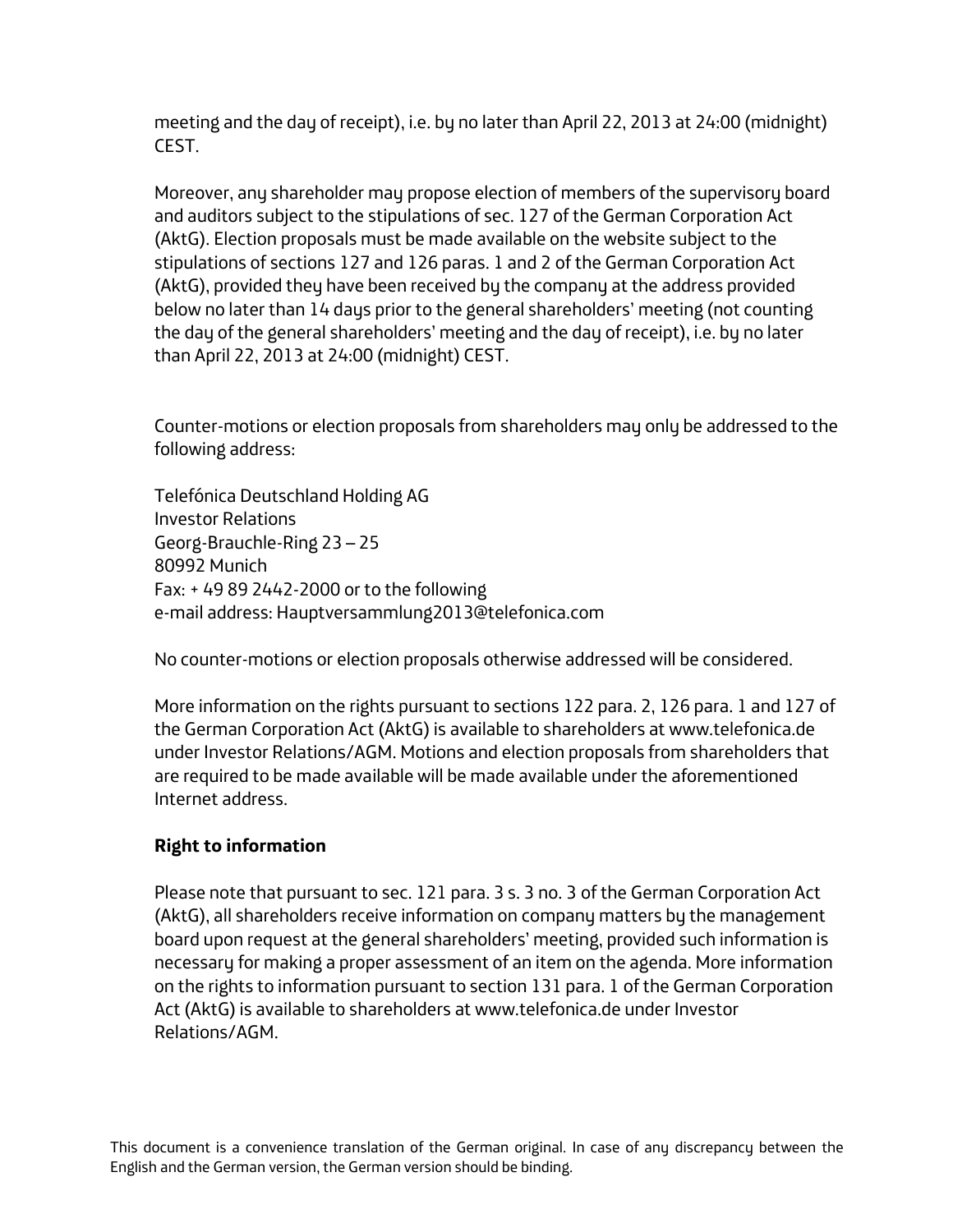meeting and the day of receipt), i.e. by no later than April 22, 2013 at 24:00 (midnight) CEST.

Moreover, any shareholder may propose election of members of the supervisory board and auditors subject to the stipulations of sec. 127 of the German Corporation Act (AktG). Election proposals must be made available on the website subject to the stipulations of sections 127 and 126 paras. 1 and 2 of the German Corporation Act (AktG), provided they have been received by the company at the address provided below no later than 14 days prior to the general shareholders' meeting (not counting the day of the general shareholders' meeting and the day of receipt), i.e. by no later than April 22, 2013 at 24:00 (midnight) CEST.

Counter-motions or election proposals from shareholders may only be addressed to the following address:

Telefónica Deutschland Holding AG
Investor Relations
Georg-Brauchle-Ring 23 – 25
80992 Munich
Fax: + 49 89 2442-2000 or to the following
e-mail address: Hauptversammlung2013@telefonica.com

No counter-motions or election proposals otherwise addressed will be considered.

More information on the rights pursuant to sections 122 para. 2, 126 para. 1 and 127 of the German Corporation Act (AktG) is available to shareholders at www.telefonica.de under Investor Relations/AGM. Motions and election proposals from shareholders that are required to be made available will be made available under the aforementioned Internet address.

**Right to information**

Please note that pursuant to sec. 121 para. 3 s. 3 no. 3 of the German Corporation Act (AktG), all shareholders receive information on company matters by the management board upon request at the general shareholders' meeting, provided such information is necessary for making a proper assessment of an item on the agenda. More information on the rights to information pursuant to section 131 para. 1 of the German Corporation Act (AktG) is available to shareholders at www.telefonica.de under Investor Relations/AGM.

This document is a convenience translation of the German original. In case of any discrepancy between the English and the German version, the German version should be binding.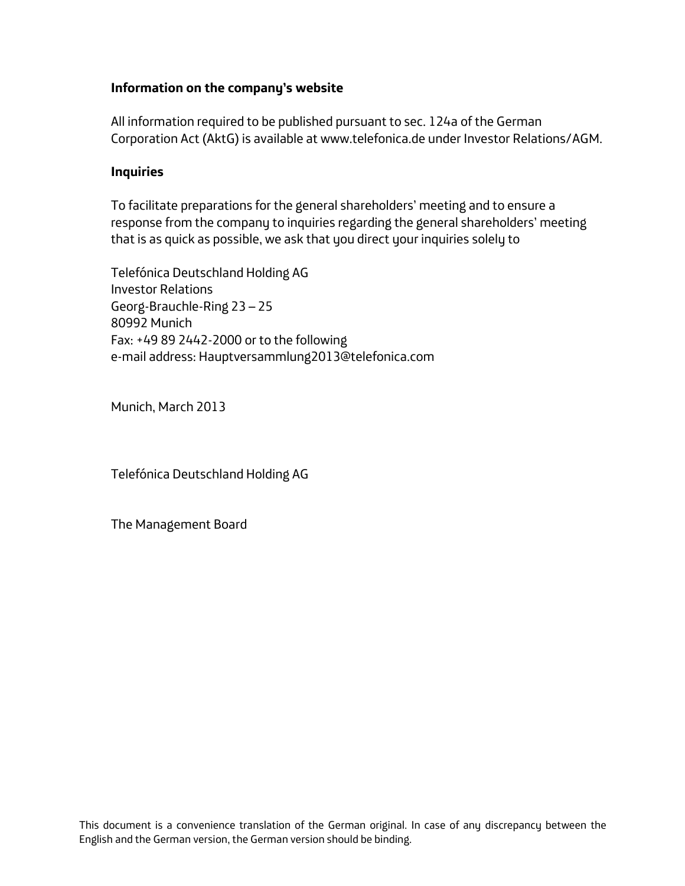### Information on the company's website

All information required to be published pursuant to sec. 124a of the German Corporation Act (AktG) is available at www.telefonica.de under Investor Relations/AGM.

### Inquiries

To facilitate preparations for the general shareholders' meeting and to ensure a response from the company to inquiries regarding the general shareholders' meeting that is as quick as possible, we ask that you direct your inquiries solely to

Telefónica Deutschland Holding AG
Investor Relations
Georg-Brauchle-Ring 23 – 25
80992 Munich
Fax: +49 89 2442-2000 or to the following
e-mail address: Hauptversammlung2013@telefonica.com

Munich, March 2013

Telefónica Deutschland Holding AG

The Management Board

This document is a convenience translation of the German original. In case of any discrepancy between the English and the German version, the German version should be binding.